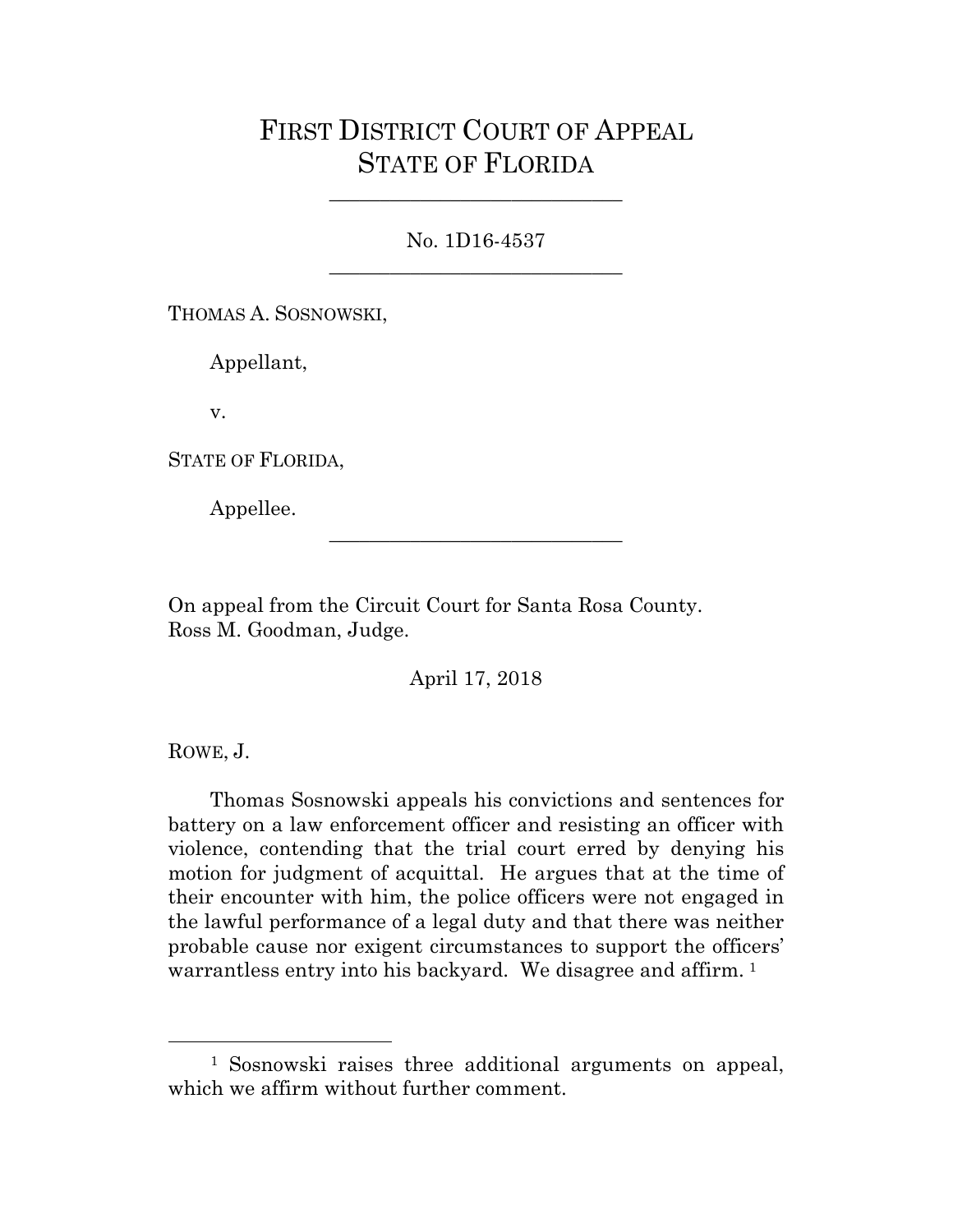# FIRST DISTRICT COURT OF APPEAL
# STATE OF FLORIDA

---

No. 1D16-4537

---

THOMAS A. SOSNOWSKI,

Appellant,

v.

STATE OF FLORIDA,

Appellee.

---

On appeal from the Circuit Court for Santa Rosa County.
Ross M. Goodman, Judge.

April 17, 2018

ROWE, J.

Thomas Sosnowski appeals his convictions and sentences for battery on a law enforcement officer and resisting an officer with violence, contending that the trial court erred by denying his motion for judgment of acquittal. He argues that at the time of their encounter with him, the police officers were not engaged in the lawful performance of a legal duty and that there was neither probable cause nor exigent circumstances to support the officers' warrantless entry into his backyard. We disagree and affirm. [1]

---

[1] Sosnowski raises three additional arguments on appeal, which we affirm without further comment.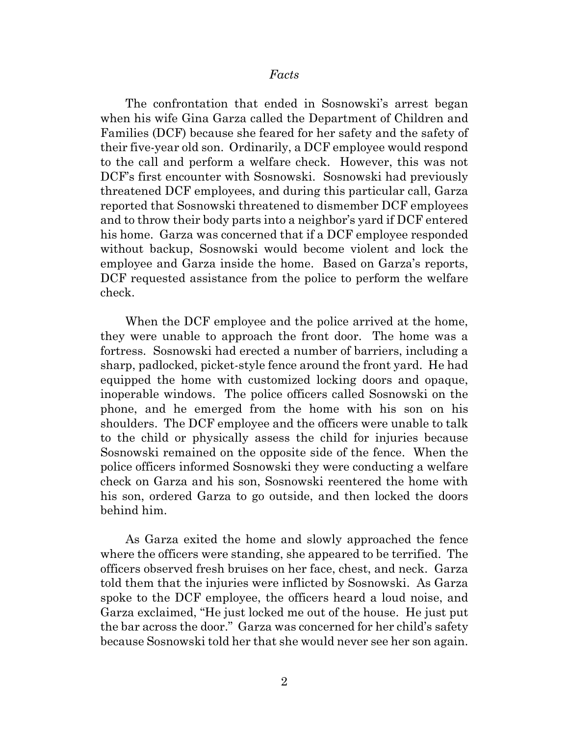## *Facts*

The confrontation that ended in Sosnowski's arrest began when his wife Gina Garza called the Department of Children and Families (DCF) because she feared for her safety and the safety of their five-year old son. Ordinarily, a DCF employee would respond to the call and perform a welfare check. However, this was not DCF's first encounter with Sosnowski. Sosnowski had previously threatened DCF employees, and during this particular call, Garza reported that Sosnowski threatened to dismember DCF employees and to throw their body parts into a neighbor's yard if DCF entered his home. Garza was concerned that if a DCF employee responded without backup, Sosnowski would become violent and lock the employee and Garza inside the home. Based on Garza's reports, DCF requested assistance from the police to perform the welfare check.

When the DCF employee and the police arrived at the home, they were unable to approach the front door. The home was a fortress. Sosnowski had erected a number of barriers, including a sharp, padlocked, picket-style fence around the front yard. He had equipped the home with customized locking doors and opaque, inoperable windows. The police officers called Sosnowski on the phone, and he emerged from the home with his son on his shoulders. The DCF employee and the officers were unable to talk to the child or physically assess the child for injuries because Sosnowski remained on the opposite side of the fence. When the police officers informed Sosnowski they were conducting a welfare check on Garza and his son, Sosnowski reentered the home with his son, ordered Garza to go outside, and then locked the doors behind him.

As Garza exited the home and slowly approached the fence where the officers were standing, she appeared to be terrified. The officers observed fresh bruises on her face, chest, and neck. Garza told them that the injuries were inflicted by Sosnowski. As Garza spoke to the DCF employee, the officers heard a loud noise, and Garza exclaimed, "He just locked me out of the house. He just put the bar across the door." Garza was concerned for her child's safety because Sosnowski told her that she would never see her son again.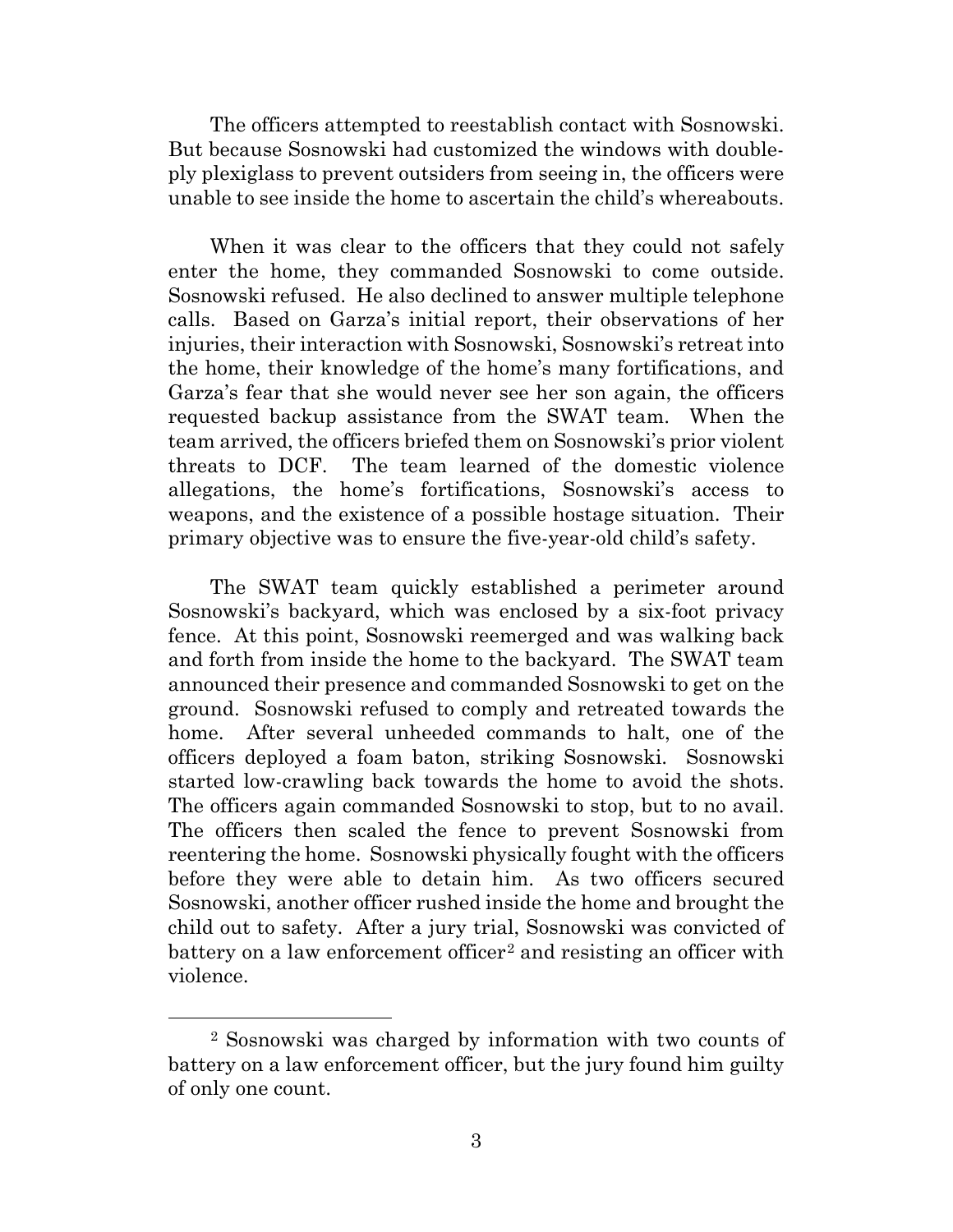The officers attempted to reestablish contact with Sosnowski. But because Sosnowski had customized the windows with double-ply plexiglass to prevent outsiders from seeing in, the officers were unable to see inside the home to ascertain the child's whereabouts.

When it was clear to the officers that they could not safely enter the home, they commanded Sosnowski to come outside. Sosnowski refused. He also declined to answer multiple telephone calls. Based on Garza's initial report, their observations of her injuries, their interaction with Sosnowski, Sosnowski's retreat into the home, their knowledge of the home's many fortifications, and Garza's fear that she would never see her son again, the officers requested backup assistance from the SWAT team. When the team arrived, the officers briefed them on Sosnowski's prior violent threats to DCF. The team learned of the domestic violence allegations, the home's fortifications, Sosnowski's access to weapons, and the existence of a possible hostage situation. Their primary objective was to ensure the five-year-old child's safety.

The SWAT team quickly established a perimeter around Sosnowski's backyard, which was enclosed by a six-foot privacy fence. At this point, Sosnowski reemerged and was walking back and forth from inside the home to the backyard. The SWAT team announced their presence and commanded Sosnowski to get on the ground. Sosnowski refused to comply and retreated towards the home. After several unheeded commands to halt, one of the officers deployed a foam baton, striking Sosnowski. Sosnowski started low-crawling back towards the home to avoid the shots. The officers again commanded Sosnowski to stop, but to no avail. The officers then scaled the fence to prevent Sosnowski from reentering the home. Sosnowski physically fought with the officers before they were able to detain him. As two officers secured Sosnowski, another officer rushed inside the home and brought the child out to safety. After a jury trial, Sosnowski was convicted of battery on a law enforcement officer[2] and resisting an officer with violence.

[2] Sosnowski was charged by information with two counts of battery on a law enforcement officer, but the jury found him guilty of only one count.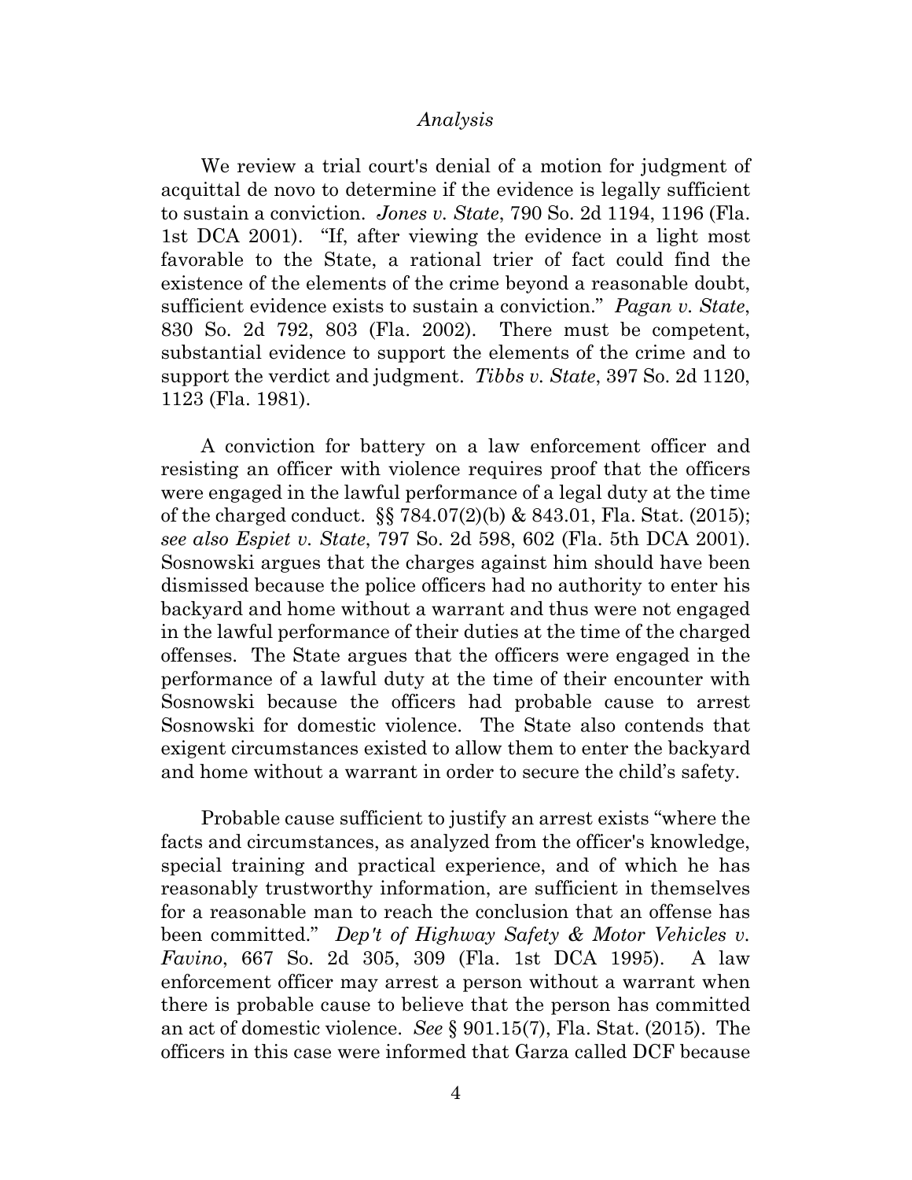*Analysis*

We review a trial court's denial of a motion for judgment of acquittal de novo to determine if the evidence is legally sufficient to sustain a conviction. *Jones v. State*, 790 So. 2d 1194, 1196 (Fla. 1st DCA 2001). "If, after viewing the evidence in a light most favorable to the State, a rational trier of fact could find the existence of the elements of the crime beyond a reasonable doubt, sufficient evidence exists to sustain a conviction." *Pagan v. State*, 830 So. 2d 792, 803 (Fla. 2002). There must be competent, substantial evidence to support the elements of the crime and to support the verdict and judgment. *Tibbs v. State*, 397 So. 2d 1120, 1123 (Fla. 1981).

A conviction for battery on a law enforcement officer and resisting an officer with violence requires proof that the officers were engaged in the lawful performance of a legal duty at the time of the charged conduct. §§ 784.07(2)(b) & 843.01, Fla. Stat. (2015); *see also Espiet v. State*, 797 So. 2d 598, 602 (Fla. 5th DCA 2001). Sosnowski argues that the charges against him should have been dismissed because the police officers had no authority to enter his backyard and home without a warrant and thus were not engaged in the lawful performance of their duties at the time of the charged offenses. The State argues that the officers were engaged in the performance of a lawful duty at the time of their encounter with Sosnowski because the officers had probable cause to arrest Sosnowski for domestic violence. The State also contends that exigent circumstances existed to allow them to enter the backyard and home without a warrant in order to secure the child's safety.

Probable cause sufficient to justify an arrest exists "where the facts and circumstances, as analyzed from the officer's knowledge, special training and practical experience, and of which he has reasonably trustworthy information, are sufficient in themselves for a reasonable man to reach the conclusion that an offense has been committed." *Dep't of Highway Safety & Motor Vehicles v. Favino*, 667 So. 2d 305, 309 (Fla. 1st DCA 1995). A law enforcement officer may arrest a person without a warrant when there is probable cause to believe that the person has committed an act of domestic violence. *See* § 901.15(7), Fla. Stat. (2015). The officers in this case were informed that Garza called DCF because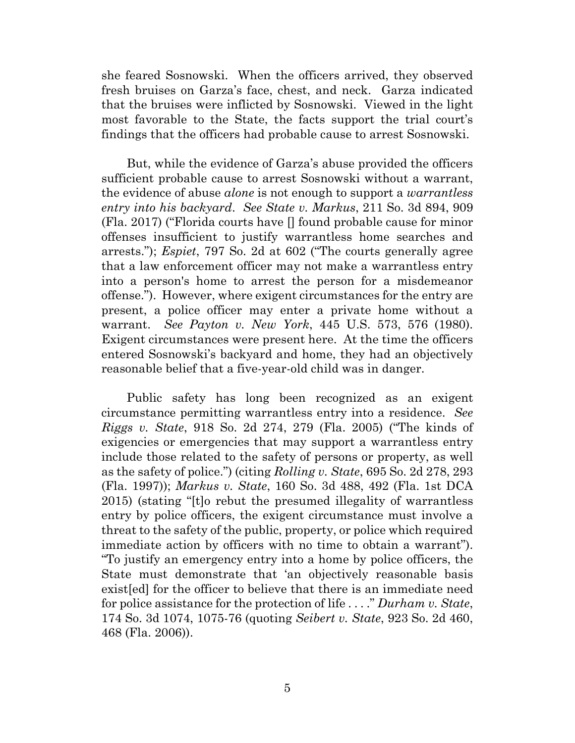she feared Sosnowski. When the officers arrived, they observed fresh bruises on Garza's face, chest, and neck. Garza indicated that the bruises were inflicted by Sosnowski. Viewed in the light most favorable to the State, the facts support the trial court's findings that the officers had probable cause to arrest Sosnowski.

But, while the evidence of Garza's abuse provided the officers sufficient probable cause to arrest Sosnowski without a warrant, the evidence of abuse *alone* is not enough to support a *warrantless entry into his backyard*. *See State v. Markus*, 211 So. 3d 894, 909 (Fla. 2017) ("Florida courts have [] found probable cause for minor offenses insufficient to justify warrantless home searches and arrests."); *Espiet*, 797 So. 2d at 602 ("The courts generally agree that a law enforcement officer may not make a warrantless entry into a person's home to arrest the person for a misdemeanor offense."). However, where exigent circumstances for the entry are present, a police officer may enter a private home without a warrant. *See Payton v. New York*, 445 U.S. 573, 576 (1980). Exigent circumstances were present here. At the time the officers entered Sosnowski's backyard and home, they had an objectively reasonable belief that a five-year-old child was in danger.

Public safety has long been recognized as an exigent circumstance permitting warrantless entry into a residence. *See Riggs v. State*, 918 So. 2d 274, 279 (Fla. 2005) ("The kinds of exigencies or emergencies that may support a warrantless entry include those related to the safety of persons or property, as well as the safety of police.") (citing *Rolling v. State*, 695 So. 2d 278, 293 (Fla. 1997)); *Markus v. State*, 160 So. 3d 488, 492 (Fla. 1st DCA 2015) (stating "[t]o rebut the presumed illegality of warrantless entry by police officers, the exigent circumstance must involve a threat to the safety of the public, property, or police which required immediate action by officers with no time to obtain a warrant"). "To justify an emergency entry into a home by police officers, the State must demonstrate that 'an objectively reasonable basis exist[ed] for the officer to believe that there is an immediate need for police assistance for the protection of life . . . ." *Durham v. State*, 174 So. 3d 1074, 1075-76 (quoting *Seibert v. State*, 923 So. 2d 460, 468 (Fla. 2006)).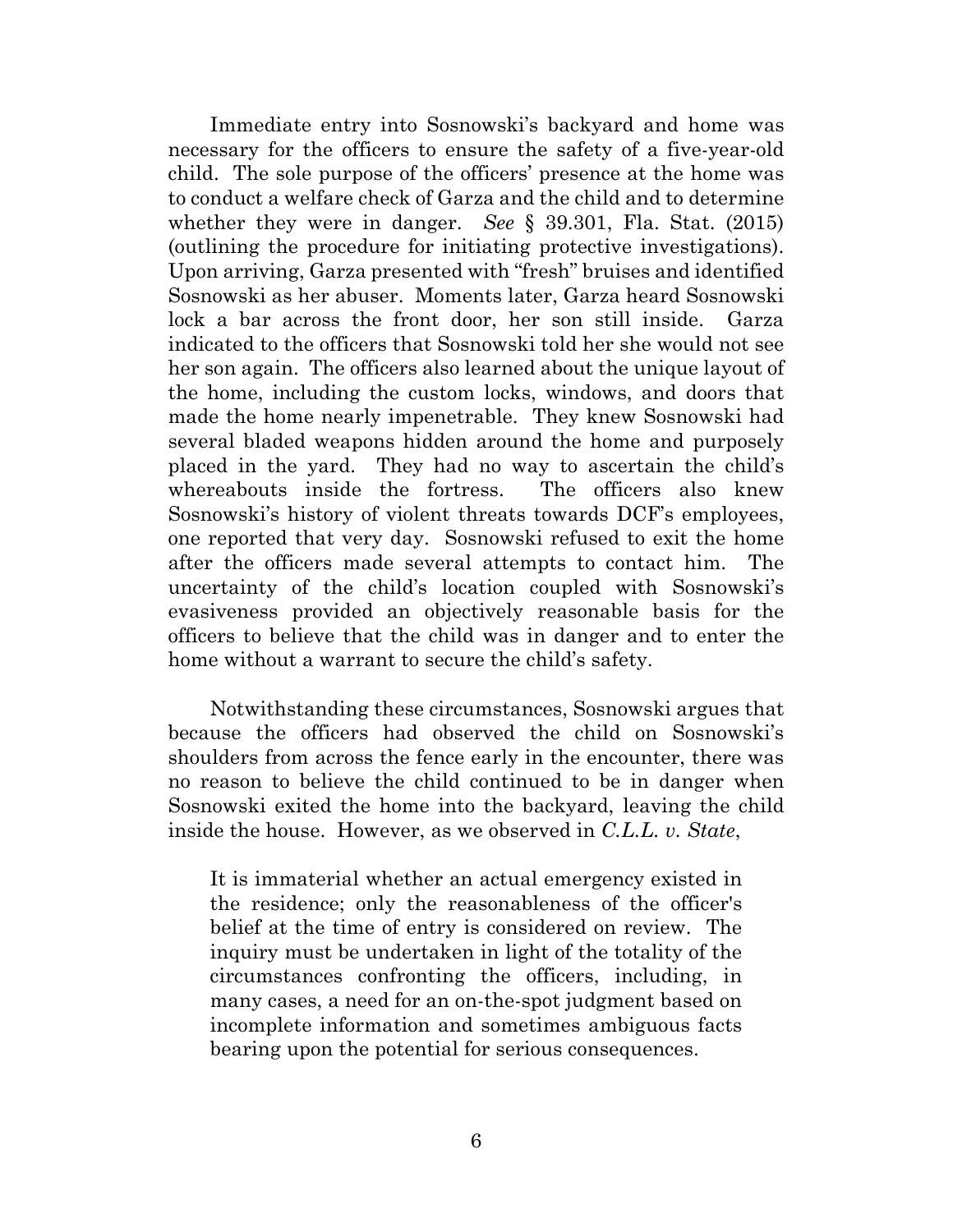Immediate entry into Sosnowski's backyard and home was necessary for the officers to ensure the safety of a five-year-old child. The sole purpose of the officers' presence at the home was to conduct a welfare check of Garza and the child and to determine whether they were in danger. *See* § 39.301, Fla. Stat. (2015) (outlining the procedure for initiating protective investigations). Upon arriving, Garza presented with "fresh" bruises and identified Sosnowski as her abuser. Moments later, Garza heard Sosnowski lock a bar across the front door, her son still inside. Garza indicated to the officers that Sosnowski told her she would not see her son again. The officers also learned about the unique layout of the home, including the custom locks, windows, and doors that made the home nearly impenetrable. They knew Sosnowski had several bladed weapons hidden around the home and purposely placed in the yard. They had no way to ascertain the child's whereabouts inside the fortress. The officers also knew Sosnowski's history of violent threats towards DCF's employees, one reported that very day. Sosnowski refused to exit the home after the officers made several attempts to contact him. The uncertainty of the child's location coupled with Sosnowski's evasiveness provided an objectively reasonable basis for the officers to believe that the child was in danger and to enter the home without a warrant to secure the child's safety.

Notwithstanding these circumstances, Sosnowski argues that because the officers had observed the child on Sosnowski's shoulders from across the fence early in the encounter, there was no reason to believe the child continued to be in danger when Sosnowski exited the home into the backyard, leaving the child inside the house. However, as we observed in *C.L.L. v. State*,

> It is immaterial whether an actual emergency existed in the residence; only the reasonableness of the officer's belief at the time of entry is considered on review. The inquiry must be undertaken in light of the totality of the circumstances confronting the officers, including, in many cases, a need for an on-the-spot judgment based on incomplete information and sometimes ambiguous facts bearing upon the potential for serious consequences.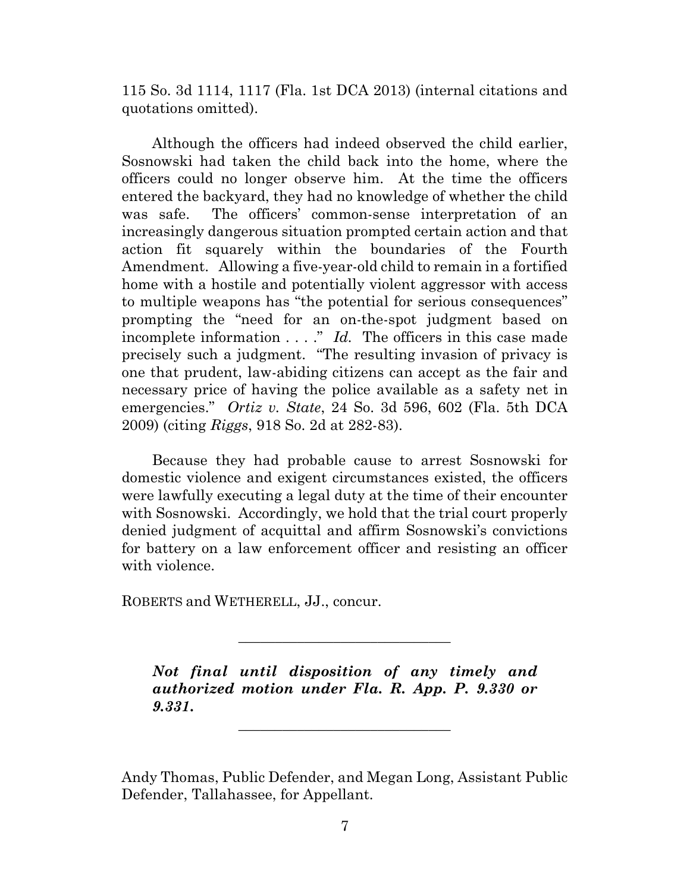115 So. 3d 1114, 1117 (Fla. 1st DCA 2013) (internal citations and quotations omitted).

Although the officers had indeed observed the child earlier, Sosnowski had taken the child back into the home, where the officers could no longer observe him. At the time the officers entered the backyard, they had no knowledge of whether the child was safe. The officers' common-sense interpretation of an increasingly dangerous situation prompted certain action and that action fit squarely within the boundaries of the Fourth Amendment. Allowing a five-year-old child to remain in a fortified home with a hostile and potentially violent aggressor with access to multiple weapons has "the potential for serious consequences" prompting the "need for an on-the-spot judgment based on incomplete information . . . ." *Id.* The officers in this case made precisely such a judgment. "The resulting invasion of privacy is one that prudent, law-abiding citizens can accept as the fair and necessary price of having the police available as a safety net in emergencies." *Ortiz v. State*, 24 So. 3d 596, 602 (Fla. 5th DCA 2009) (citing *Riggs*, 918 So. 2d at 282-83).

Because they had probable cause to arrest Sosnowski for domestic violence and exigent circumstances existed, the officers were lawfully executing a legal duty at the time of their encounter with Sosnowski. Accordingly, we hold that the trial court properly denied judgment of acquittal and affirm Sosnowski's convictions for battery on a law enforcement officer and resisting an officer with violence.

ROBERTS and WETHERELL, JJ., concur.

---

***Not final until disposition of any timely and authorized motion under Fla. R. App. P. 9.330 or 9.331.***

---

Andy Thomas, Public Defender, and Megan Long, Assistant Public Defender, Tallahassee, for Appellant.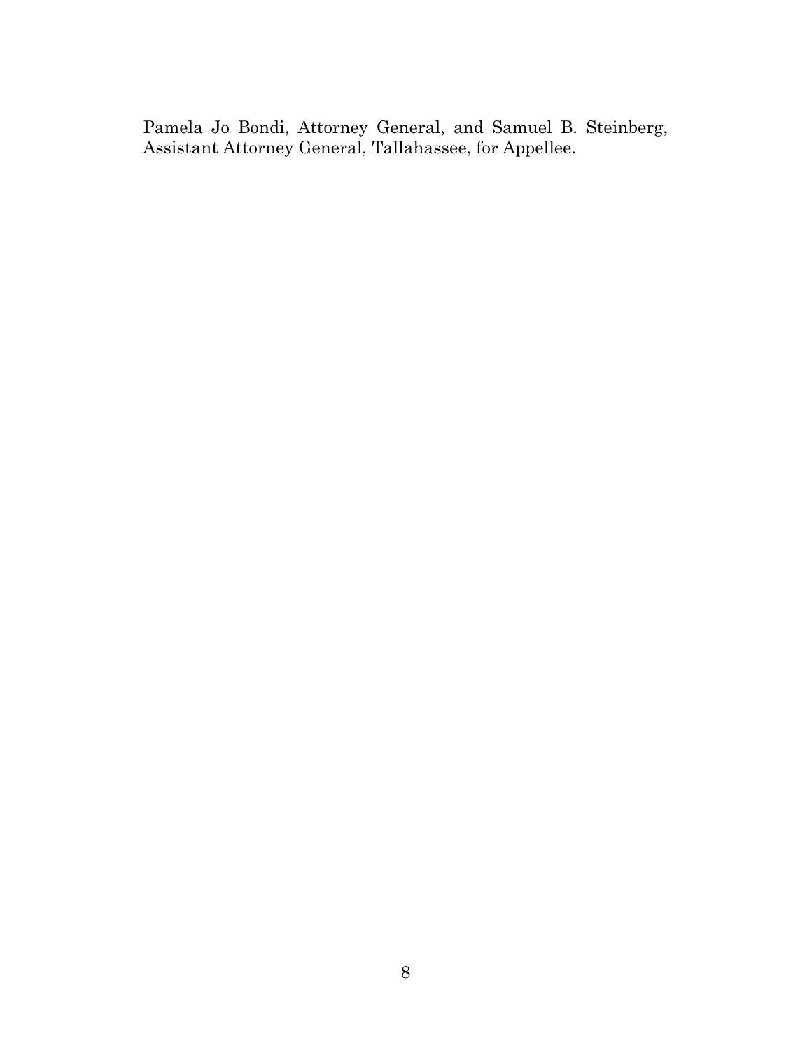Pamela Jo Bondi, Attorney General, and Samuel B. Steinberg, Assistant Attorney General, Tallahassee, for Appellee.